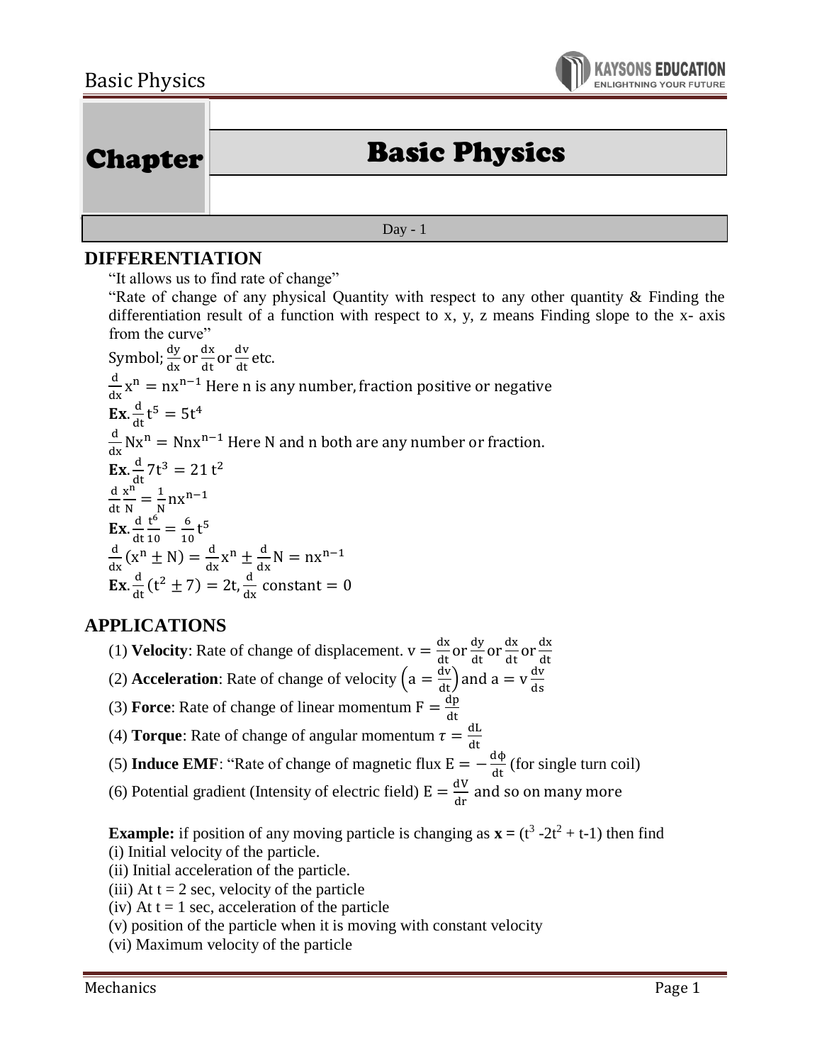# Chapter — Basic Physics

Day - 1

## DIFFERENTIATION

"It allows us to find rate of change"

"Rate of change of any physical Quantity with respect to any other quantity & Finding the differentiation result of a function with respect to x, y, z means Finding slope to the x- axis from the curve"

Symbol; $\frac{dy}{dx}$ or $\frac{dx}{dt}$ or $\frac{dv}{dt}$ etc.

$\frac{d}{dx}x^n = nx^{n-1}$ Here n is any number, fraction positive or negative

**Ex.** $\frac{d}{dt}t^5 = 5t^4$

$\frac{d}{dx}Nx^n = Nnx^{n-1}$ Here N and n both are any number or fraction.

**Ex.** $\frac{d}{dt}7t^3 = 21\,t^2$

$\frac{d}{dt}\frac{x^n}{N} = \frac{1}{N}nx^{n-1}$

**Ex.** $\frac{d}{dt}\frac{t^6}{10} = \frac{6}{10}t^5$

$\frac{d}{dx}(x^n \pm N) = \frac{d}{dx}x^n \pm \frac{d}{dx}N = nx^{n-1}$

**Ex.** $\frac{d}{dt}(t^2 \pm 7) = 2t, \frac{d}{dx}\text{ constant} = 0$

## APPLICATIONS

(1) **Velocity**: Rate of change of displacement. $v = \frac{dx}{dt}$ or $\frac{dy}{dt}$ or $\frac{dx}{dt}$ or $\frac{dx}{dt}$

(2) **Acceleration**: Rate of change of velocity $\left(a = \frac{dv}{dt}\right)$ and $a = v\frac{dv}{ds}$

(3) **Force**: Rate of change of linear momentum $F = \frac{dp}{dt}$

(4) **Torque**: Rate of change of angular momentum $\tau = \frac{dL}{dt}$

(5) **Induce EMF**: "Rate of change of magnetic flux $E = -\frac{d\phi}{dt}$ (for single turn coil)

(6) Potential gradient (Intensity of electric field) $E = \frac{dV}{dr}$ and so on many more

**Example:** if position of any moving particle is changing as $\mathbf{x} = (t^3 - 2t^2 + t - 1)$ then find

(i) Initial velocity of the particle.

(ii) Initial acceleration of the particle.

(iii) At t = 2 sec, velocity of the particle

(iv) At t = 1 sec, acceleration of the particle

(v) position of the particle when it is moving with constant velocity

(vi) Maximum velocity of the particle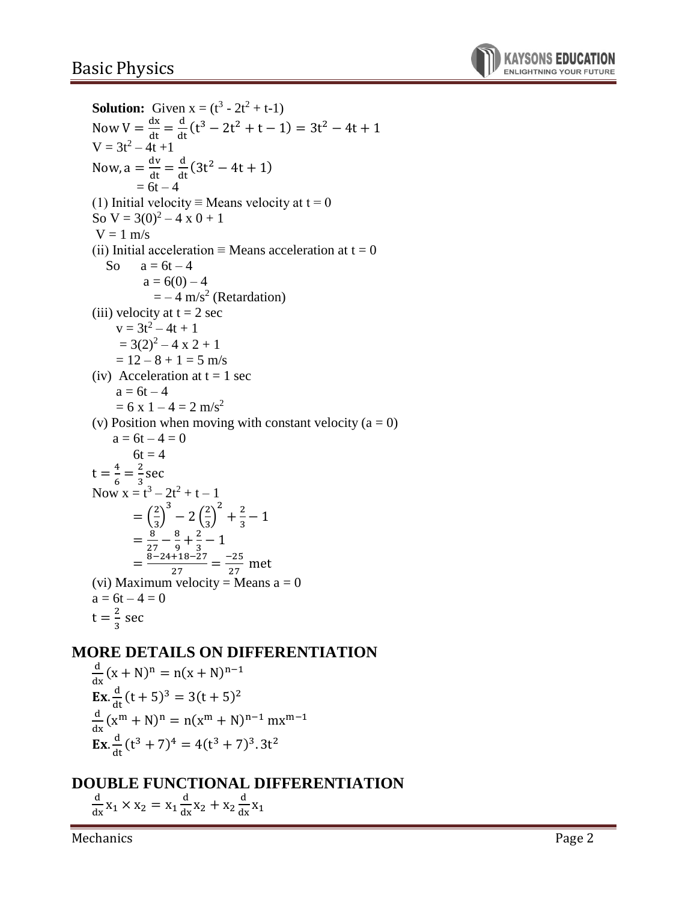**Solution:** Given $x = (t^3 - 2t^2 + t-1)$

Now $V = \frac{dx}{dt} = \frac{d}{dt}(t^3 - 2t^2 + t - 1) = 3t^2 - 4t + 1$

$V = 3t^2 - 4t + 1$

Now, $a = \frac{dv}{dt} = \frac{d}{dt}(3t^2 - 4t + 1)$

$= 6t - 4$

(1) Initial velocity ≡ Means velocity at $t = 0$

So $V = 3(0)^2 - 4 \times 0 + 1$

$V = 1$ m/s

(ii) Initial acceleration ≡ Means acceleration at $t = 0$

So $a = 6t - 4$

$a = 6(0) - 4$

$= -4$ m/s$^2$ (Retardation)

(iii) velocity at $t = 2$ sec

$v = 3t^2 - 4t + 1$

$= 3(2)^2 - 4 \times 2 + 1$

$= 12 - 8 + 1 = 5$ m/s

(iv) Acceleration at $t = 1$ sec

$a = 6t - 4$

$= 6 \times 1 - 4 = 2$ m/s$^2$

(v) Position when moving with constant velocity ($a = 0$)

$a = 6t - 4 = 0$

$6t = 4$

$t = \frac{4}{6} = \frac{2}{3}$ sec

Now $x = t^3 - 2t^2 + t - 1$

$= \left(\frac{2}{3}\right)^3 - 2\left(\frac{2}{3}\right)^2 + \frac{2}{3} - 1$

$= \frac{8}{27} - \frac{8}{9} + \frac{2}{3} - 1$

$= \frac{8 - 24 + 18 - 27}{27} = \frac{-25}{27}$ met

(vi) Maximum velocity = Means $a = 0$

$a = 6t - 4 = 0$

$t = \frac{2}{3}$ sec

## MORE DETAILS ON DIFFERENTIATION

$\frac{d}{dx}(x + N)^n = n(x + N)^{n-1}$

**Ex.** $\frac{d}{dt}(t + 5)^3 = 3(t + 5)^2$

$\frac{d}{dx}(x^m + N)^n = n(x^m + N)^{n-1}\, mx^{m-1}$

**Ex.** $\frac{d}{dt}(t^3 + 7)^4 = 4(t^3 + 7)^3 . 3t^2$

## DOUBLE FUNCTIONAL DIFFERENTIATION

$\frac{d}{dx}x_1 \times x_2 = x_1 \frac{d}{dx}x_2 + x_2 \frac{d}{dx}x_1$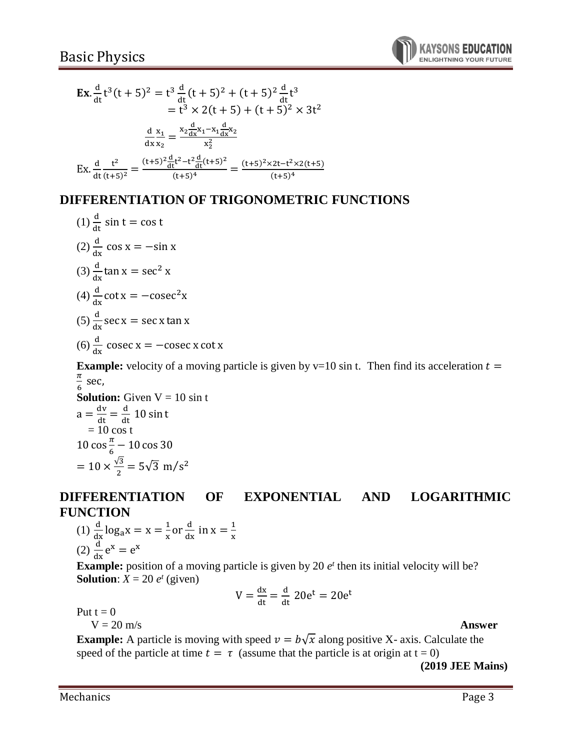**Ex.** $\frac{d}{dt}t^3(t+5)^2 = t^3\frac{d}{dt}(t+5)^2 + (t+5)^2\frac{d}{dt}t^3$

$$= t^3 \times 2(t+5) + (t+5)^2 \times 3t^2$$

$$\frac{d}{dx}\frac{x_1}{x_2} = \frac{x_2\frac{d}{dx}x_1 - x_1\frac{d}{dx}x_2}{x_2^2}$$

Ex. $\frac{d}{dt}\frac{t^2}{(t+5)^2} = \frac{(t+5)^2\frac{d}{dt}t^2 - t^2\frac{d}{dt}(t+5)^2}{(t+5)^4} = \frac{(t+5)^2 \times 2t - t^2 \times 2(t+5)}{(t+5)^4}$

## DIFFERENTIATION OF TRIGONOMETRIC FUNCTIONS

(1) $\frac{d}{dt}\sin t = \cos t$

(2) $\frac{d}{dx}\cos x = -\sin x$

(3) $\frac{d}{dx}\tan x = \sec^2 x$

(4) $\frac{d}{dx}\cot x = -\mathrm{cosec}^2 x$

(5) $\frac{d}{dx}\sec x = \sec x \tan x$

(6) $\frac{d}{dx}\mathrm{cosec}\, x = -\mathrm{cosec}\, x \cot x$

**Example:** velocity of a moving particle is given by v=10 sin t. Then find its acceleration $t = \frac{\pi}{6}$ sec,

**Solution:** Given V = 10 sin t

$a = \frac{dv}{dt} = \frac{d}{dt}10\sin t$

$= 10\cos t$

$10\cos\frac{\pi}{6} - 10\cos 30$

$= 10 \times \frac{\sqrt{3}}{2} = 5\sqrt{3}\ \mathrm{m/s^2}$

## DIFFERENTIATION OF EXPONENTIAL AND LOGARITHMIC FUNCTION

(1) $\frac{d}{dx}\log_a x = x = \frac{1}{x}$ or $\frac{d}{dx}$ in $x = \frac{1}{x}$

(2) $\frac{d}{dx}e^x = e^x$

**Example:** position of a moving particle is given by 20 $e^t$ then its initial velocity will be?

**Solution**: $X = 20\ e^t$ (given)

$$V = \frac{dx}{dt} = \frac{d}{dt}20e^t = 20e^t$$

Put t = 0

V = 20 m/s **Answer**

**Example:** A particle is moving with speed $v = b\sqrt{x}$ along positive X- axis. Calculate the speed of the particle at time $t = \tau$ (assume that the particle is at origin at t = 0)

**(2019 JEE Mains)**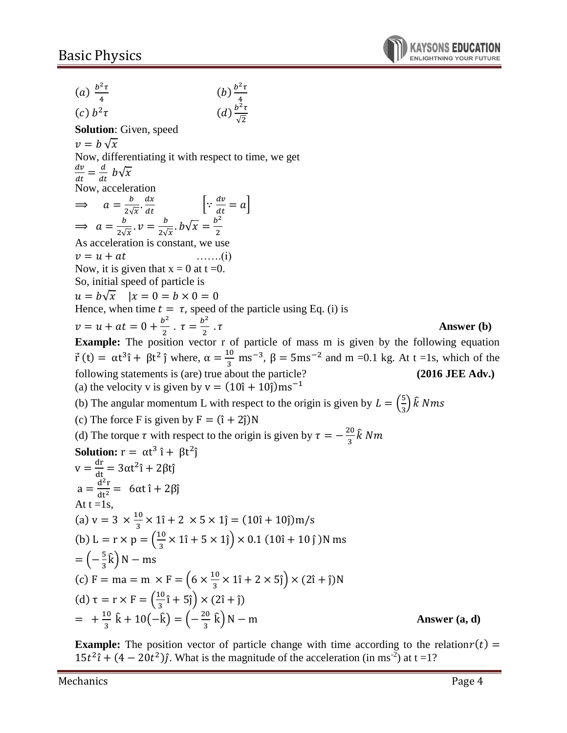$(a)\ \frac{b^2\tau}{4}$ $(b)\ \frac{b^2\tau}{4}$

$(c)\ b^2\tau$ $(d)\ \frac{b^2\tau}{\sqrt{2}}$

**Solution**: Given, speed

$v = b\sqrt{x}$

Now, differentiating it with respect to time, we get

$\frac{dv}{dt} = \frac{d}{dt}\ b\sqrt{x}$

Now, acceleration

$\Rightarrow \quad a = \frac{b}{2\sqrt{x}} \cdot \frac{dx}{dt} \qquad \left[\because \frac{dv}{dt} = a\right]$

$\Rightarrow \ a = \frac{b}{2\sqrt{x}} \cdot v = \frac{b}{2\sqrt{x}} \cdot b\sqrt{x} = \frac{b^2}{2}$

As acceleration is constant, we use

$v = u + at$ …….(i)

Now, it is given that x = 0 at t =0.

So, initial speed of particle is

$u = b\sqrt{x} \quad |x = 0 = b \times 0 = 0$

Hence, when time $t = \tau$, speed of the particle using Eq. (i) is

$v = u + at = 0 + \frac{b^2}{2} \cdot \tau = \frac{b^2}{2} \cdot \tau$ **Answer (b)**

**Example:** The position vector r of particle of mass m is given by the following equation $\vec{r}\,(t) = \alpha t^3 \hat{i} + \beta t^2 \hat{j}$ where, $\alpha = \frac{10}{3}\ \text{ms}^{-3}$, $\beta = 5\text{ms}^{-2}$ and m =0.1 kg. At t =1s, which of the following statements is (are) true about the particle? **(2016 JEE Adv.)**

(a) the velocity v is given by $v = (10\hat{i} + 10\hat{j})\text{ms}^{-1}$

(b) The angular momentum L with respect to the origin is given by $L = \left(\frac{5}{3}\right)\hat{k}\ Nms$

(c) The force F is given by $F = (\hat{i} + 2\hat{j})\text{N}$

(d) The torque $\tau$ with respect to the origin is given by $\tau = -\frac{20}{3}\hat{k}\ Nm$

**Solution:** $r = \alpha t^3\ \hat{i} + \beta t^2 \hat{j}$

$v = \frac{dr}{dt} = 3\alpha t^2 \hat{i} + 2\beta t \hat{j}$

$a = \frac{d^2r}{dt^2} = \ 6\alpha t\ \hat{i} + 2\beta \hat{j}$

At t =1s,

(a) $v = 3\ \times \frac{10}{3} \times 1\hat{i} + 2\ \times 5 \times 1\hat{j} = (10\hat{i} + 10\hat{j})\text{m/s}$

(b) $L = r \times p = \left(\frac{10}{3} \times 1\hat{i} + 5 \times 1\hat{j}\right) \times 0.1\ (10\hat{i} + 10\,\hat{j}\,)\text{N ms}$

$= \left(-\frac{5}{3}\hat{k}\right)\text{N} - \text{ms}$

(c) $F = ma = m\ \times F = \left(6 \times \frac{10}{3} \times 1\hat{i} + 2 \times 5\hat{j}\right) \times (2\hat{i} + \hat{j})\text{N}$

(d) $\tau = r \times F = \left(\frac{10}{3}\hat{i} + 5\hat{j}\right) \times (2\hat{i} + \hat{j})$

$= \ +\frac{10}{3}\ \hat{k} + 10(-\hat{k}) = \left(-\frac{20}{3}\ \hat{k}\right)\text{N} - \text{m}$ **Answer (a, d)**

**Example:** The position vector of particle change with time according to the relation $r(t) = 15t^2\hat{\imath} + (4 - 20t^2)\hat{\jmath}$. What is the magnitude of the acceleration (in $\text{ms}^{-2}$) at t =1?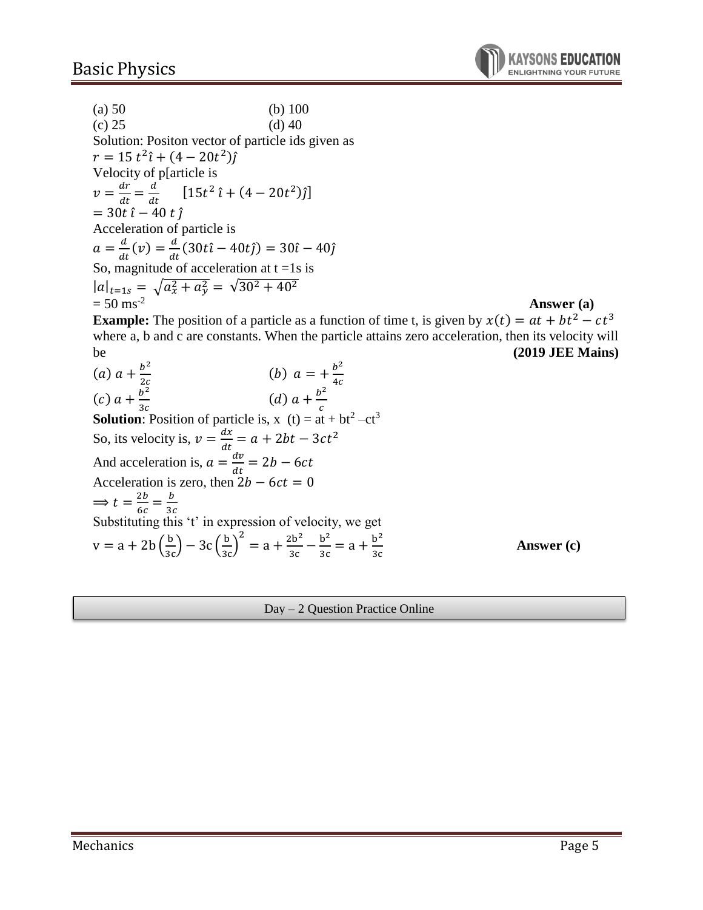(a) 50 (b) 100

(c) 25 (d) 40

Solution: Positon vector of particle ids given as

$r = 15\,t^2\hat{\imath} + (4 - 20t^2)\hat{\jmath}$

Velocity of p[article is

$v = \frac{dr}{dt} = \frac{d}{dt} \quad [15t^2\,\hat{\imath} + (4 - 20t^2)\hat{\jmath}]$

$= 30t\,\hat{\imath} - 40\,t\,\hat{\jmath}$

Acceleration of particle is

$a = \frac{d}{dt}(v) = \frac{d}{dt}(30t\hat{\imath} - 40t\hat{\jmath}) = 30\hat{\imath} - 40\hat{\jmath}$

So, magnitude of acceleration at t =1s is

$|a|_{t=1s} = \sqrt{a_x^2 + a_y^2} = \sqrt{30^2 + 40^2}$

$= 50\ ms^{-2}$ **Answer (a)**

**Example:** The position of a particle as a function of time t, is given by $x(t) = at + bt^2 - ct^3$ where a, b and c are constants. When the particle attains zero acceleration, then its velocity will be **(2019 JEE Mains)**

$(a)\ a + \frac{b^2}{2c}$ $(b)\ a = +\frac{b^2}{4c}$

$(c)\ a + \frac{b^2}{3c}$ $(d)\ a + \frac{b^2}{c}$

**Solution**: Position of particle is, x (t) = at + $bt^2$ –$ct^3$

So, its velocity is, $v = \frac{dx}{dt} = a + 2bt - 3ct^2$

And acceleration is, $a = \frac{dv}{dt} = 2b - 6ct$

Acceleration is zero, then $2b - 6ct = 0$

$\Longrightarrow t = \frac{2b}{6c} = \frac{b}{3c}$

Substituting this 't' in expression of velocity, we get

$\mathrm{v} = \mathrm{a} + 2\mathrm{b}\left(\frac{\mathrm{b}}{3\mathrm{c}}\right) - 3\mathrm{c}\left(\frac{\mathrm{b}}{3\mathrm{c}}\right)^2 = \mathrm{a} + \frac{2\mathrm{b}^2}{3\mathrm{c}} - \frac{\mathrm{b}^2}{3\mathrm{c}} = \mathrm{a} + \frac{\mathrm{b}^2}{3\mathrm{c}}$ **Answer (c)**

Day – 2 Question Practice Online